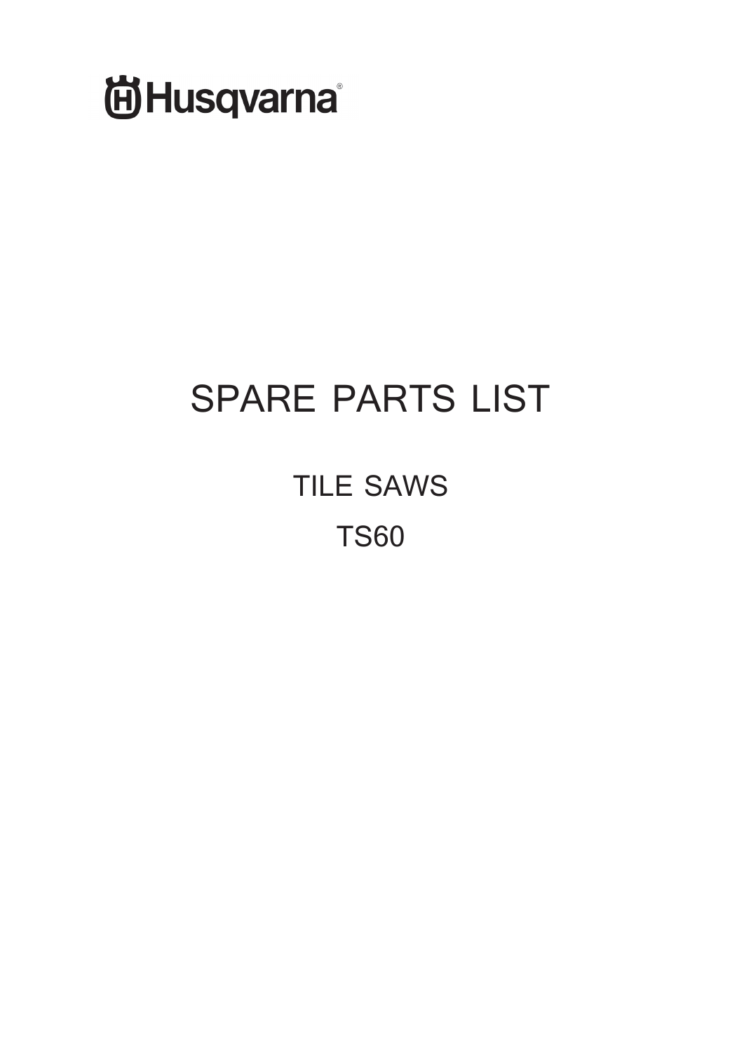Husqvarna®

# SPARE PARTS LIST

## TILE SAWS

## TS60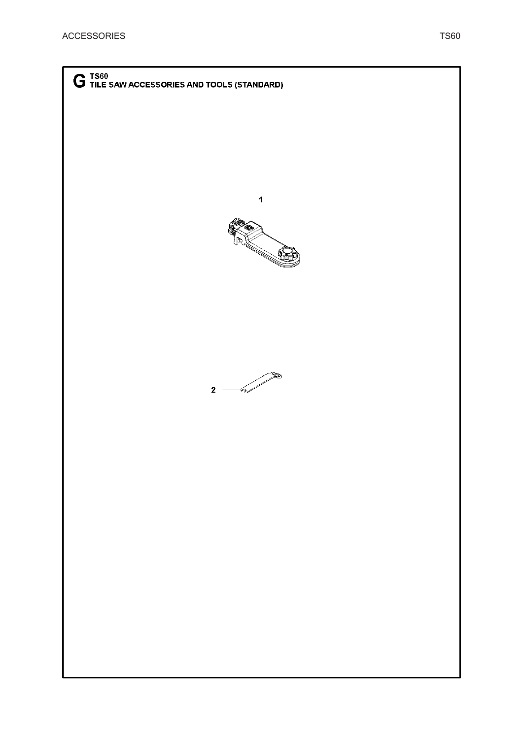# G TS60 TILE SAW ACCESSORIES AND TOOLS (STANDARD)

1

2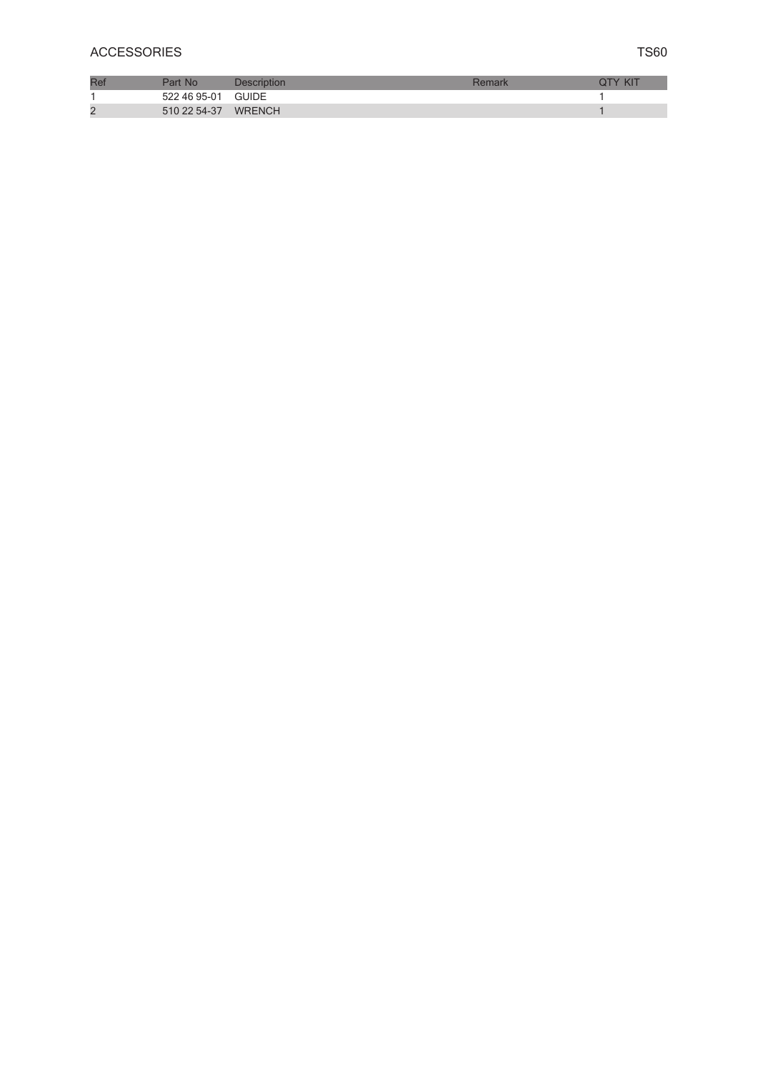# ACCESSORIES

TS60

| Ref | Part No | Description | Remark | QTY KIT |
| --- | --- | --- | --- | --- |
| 1 | 522 46 95-01 | GUIDE | | 1 |
| 2 | 510 22 54-37 | WRENCH | | 1 |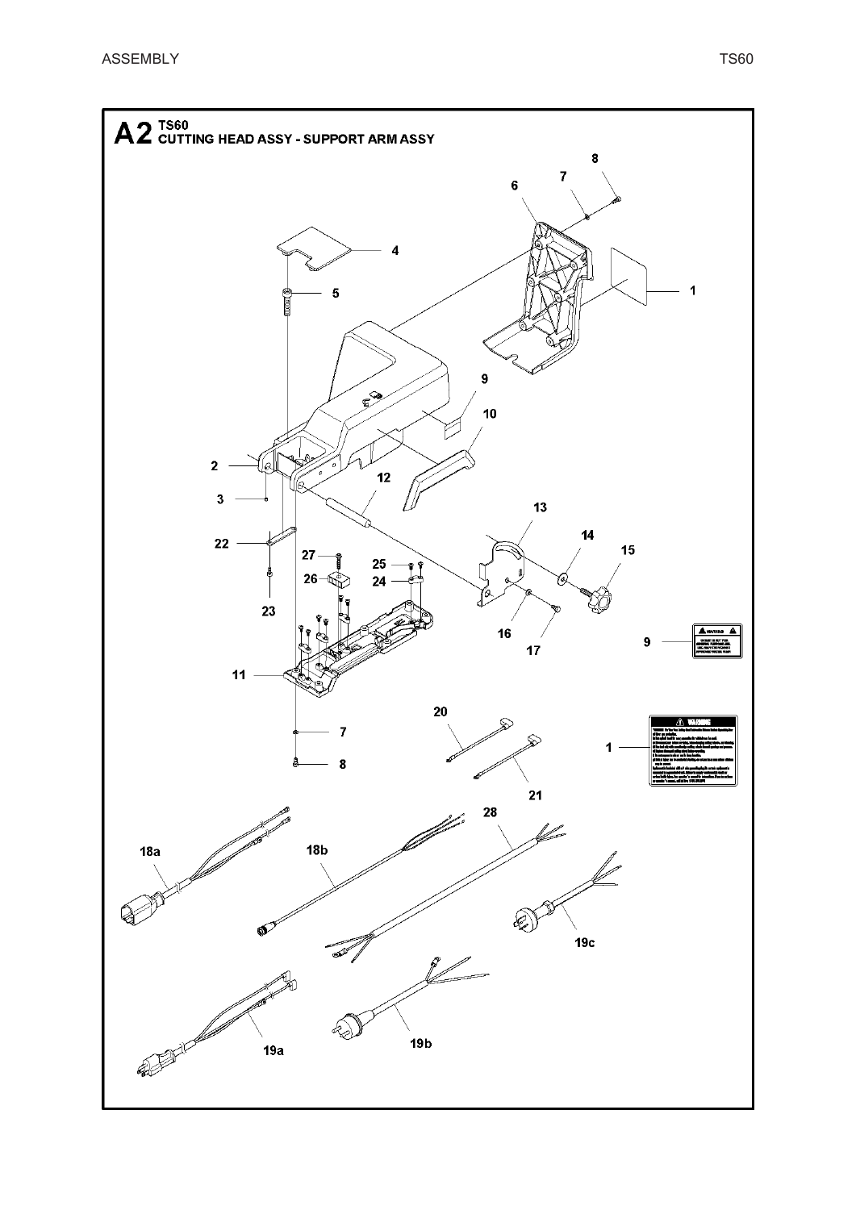# A2 TS60
## CUTTING HEAD ASSY - SUPPORT ARM ASSY

8

7

6

4

1

5

9

10

2

12

3

13

14

15

22

27

25

26

24

23

16

9

17

11

20

7

1

8

21

28

18a

18b

19c

19a

19b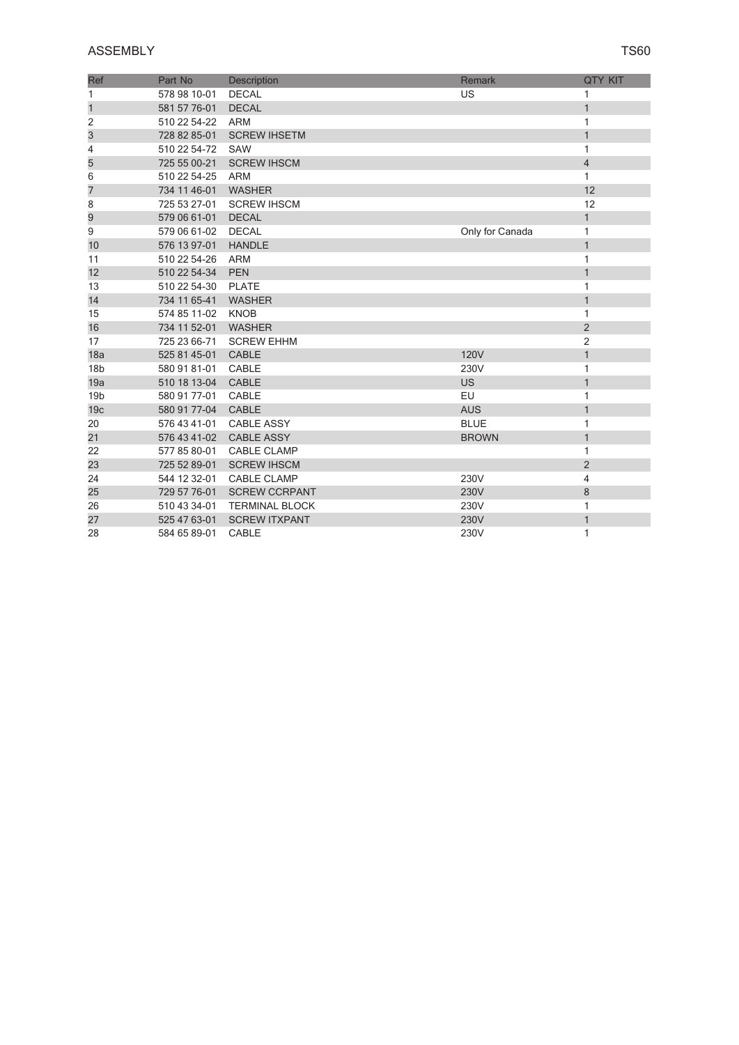# ASSEMBLY

TS60

| Ref | Part No | Description | Remark | QTY KIT |
|---|---|---|---|---|
| 1 | 578 98 10-01 | DECAL | US | 1 |
| 1 | 581 57 76-01 | DECAL | | 1 |
| 2 | 510 22 54-22 | ARM | | 1 |
| 3 | 728 82 85-01 | SCREW IHSETM | | 1 |
| 4 | 510 22 54-72 | SAW | | 1 |
| 5 | 725 55 00-21 | SCREW IHSCM | | 4 |
| 6 | 510 22 54-25 | ARM | | 1 |
| 7 | 734 11 46-01 | WASHER | | 12 |
| 8 | 725 53 27-01 | SCREW IHSCM | | 12 |
| 9 | 579 06 61-01 | DECAL | | 1 |
| 9 | 579 06 61-02 | DECAL | Only for Canada | 1 |
| 10 | 576 13 97-01 | HANDLE | | 1 |
| 11 | 510 22 54-26 | ARM | | 1 |
| 12 | 510 22 54-34 | PEN | | 1 |
| 13 | 510 22 54-30 | PLATE | | 1 |
| 14 | 734 11 65-41 | WASHER | | 1 |
| 15 | 574 85 11-02 | KNOB | | 1 |
| 16 | 734 11 52-01 | WASHER | | 2 |
| 17 | 725 23 66-71 | SCREW EHHM | | 2 |
| 18a | 525 81 45-01 | CABLE | 120V | 1 |
| 18b | 580 91 81-01 | CABLE | 230V | 1 |
| 19a | 510 18 13-04 | CABLE | US | 1 |
| 19b | 580 91 77-01 | CABLE | EU | 1 |
| 19c | 580 91 77-04 | CABLE | AUS | 1 |
| 20 | 576 43 41-01 | CABLE ASSY | BLUE | 1 |
| 21 | 576 43 41-02 | CABLE ASSY | BROWN | 1 |
| 22 | 577 85 80-01 | CABLE CLAMP | | 1 |
| 23 | 725 52 89-01 | SCREW IHSCM | | 2 |
| 24 | 544 12 32-01 | CABLE CLAMP | 230V | 4 |
| 25 | 729 57 76-01 | SCREW CCRPANT | 230V | 8 |
| 26 | 510 43 34-01 | TERMINAL BLOCK | 230V | 1 |
| 27 | 525 47 63-01 | SCREW ITXPANT | 230V | 1 |
| 28 | 584 65 89-01 | CABLE | 230V | 1 |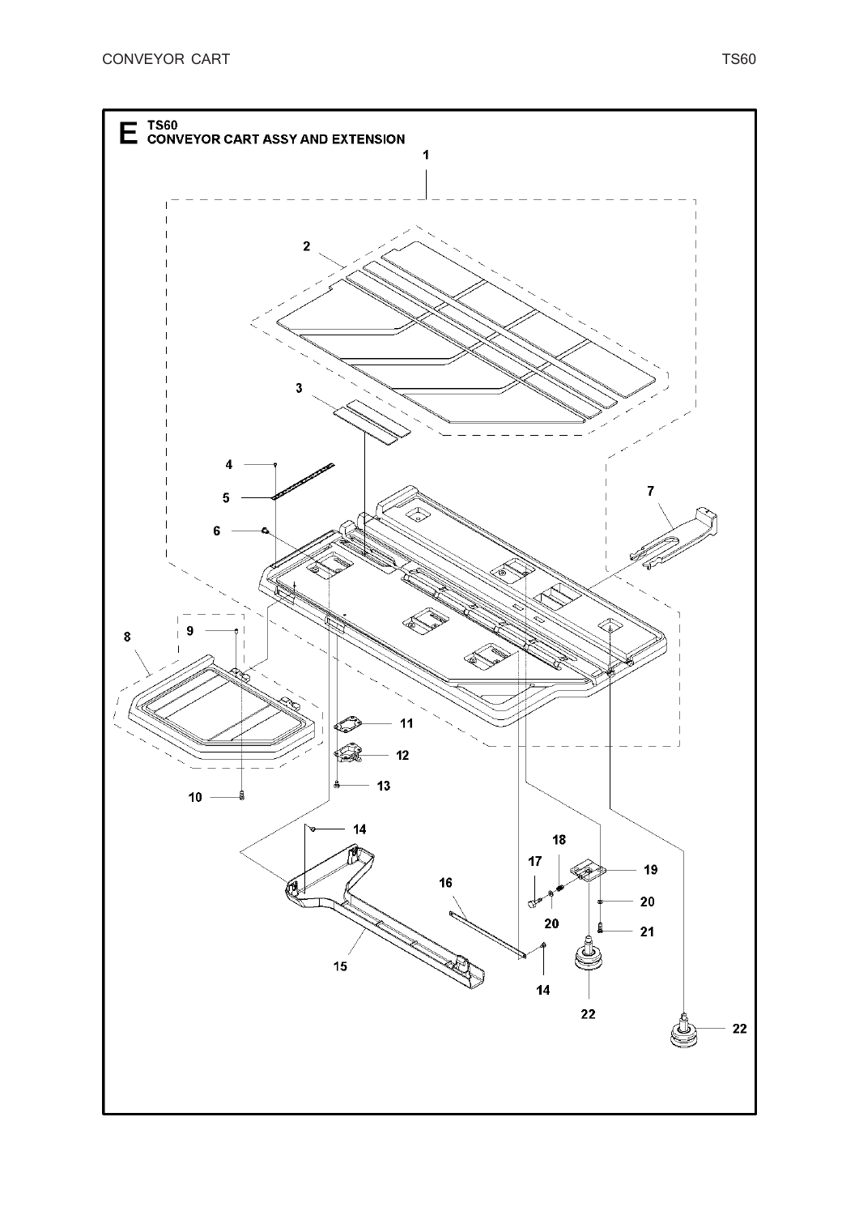# E TS60 CONVEYOR CART ASSY AND EXTENSION

1

2

3

4

5

6

7

8

9

10

11

12

13

14

14

15

16

17

18

19

20

20

21

22

22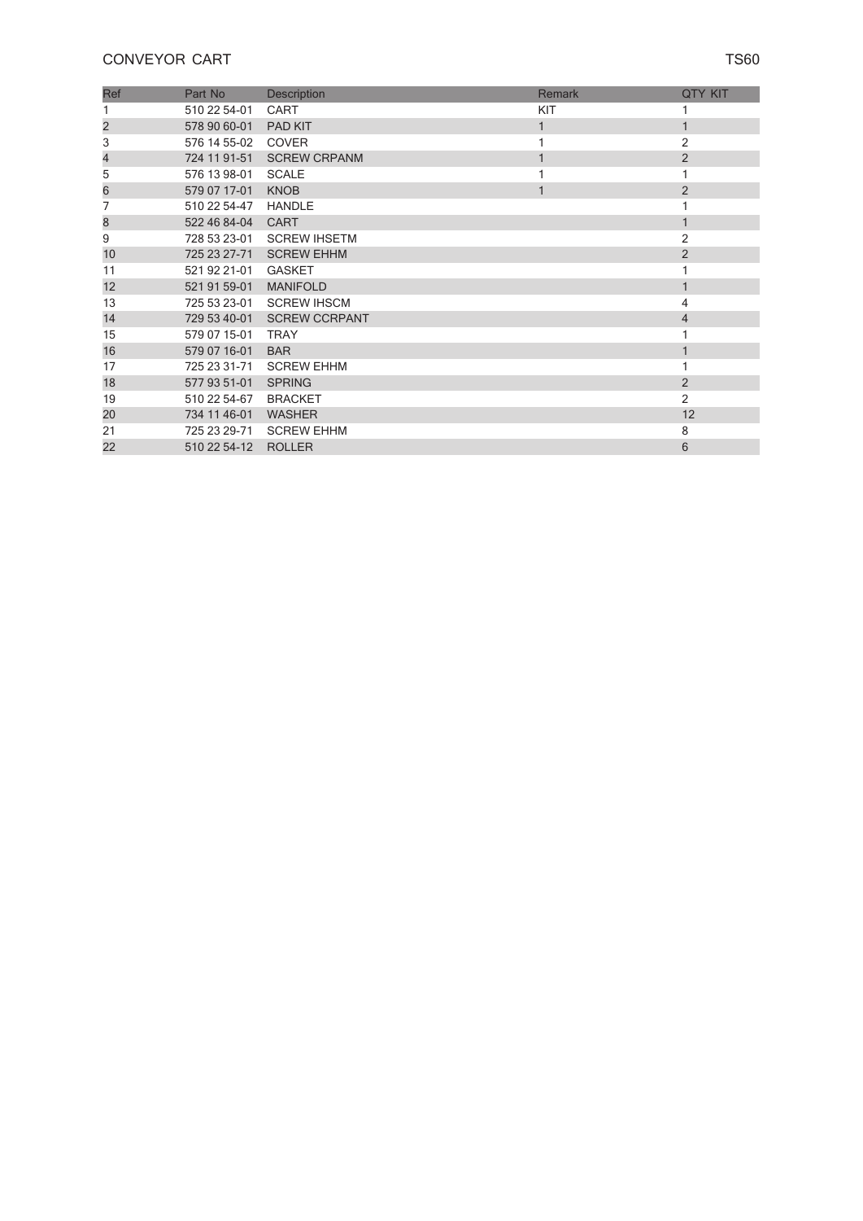# CONVEYOR CART

TS60

| Ref | Part No | Description | Remark | QTY KIT |
|---|---|---|---|---|
| 1 | 510 22 54-01 | CART | KIT | 1 |
| 2 | 578 90 60-01 | PAD KIT | 1 | 1 |
| 3 | 576 14 55-02 | COVER | 1 | 2 |
| 4 | 724 11 91-51 | SCREW CRPANM | 1 | 2 |
| 5 | 576 13 98-01 | SCALE | 1 | 1 |
| 6 | 579 07 17-01 | KNOB | 1 | 2 |
| 7 | 510 22 54-47 | HANDLE | | 1 |
| 8 | 522 46 84-04 | CART | | 1 |
| 9 | 728 53 23-01 | SCREW IHSETM | | 2 |
| 10 | 725 23 27-71 | SCREW EHHM | | 2 |
| 11 | 521 92 21-01 | GASKET | | 1 |
| 12 | 521 91 59-01 | MANIFOLD | | 1 |
| 13 | 725 53 23-01 | SCREW IHSCM | | 4 |
| 14 | 729 53 40-01 | SCREW CCRPANT | | 4 |
| 15 | 579 07 15-01 | TRAY | | 1 |
| 16 | 579 07 16-01 | BAR | | 1 |
| 17 | 725 23 31-71 | SCREW EHHM | | 1 |
| 18 | 577 93 51-01 | SPRING | | 2 |
| 19 | 510 22 54-67 | BRACKET | | 2 |
| 20 | 734 11 46-01 | WASHER | | 12 |
| 21 | 725 23 29-71 | SCREW EHHM | | 8 |
| 22 | 510 22 54-12 | ROLLER | | 6 |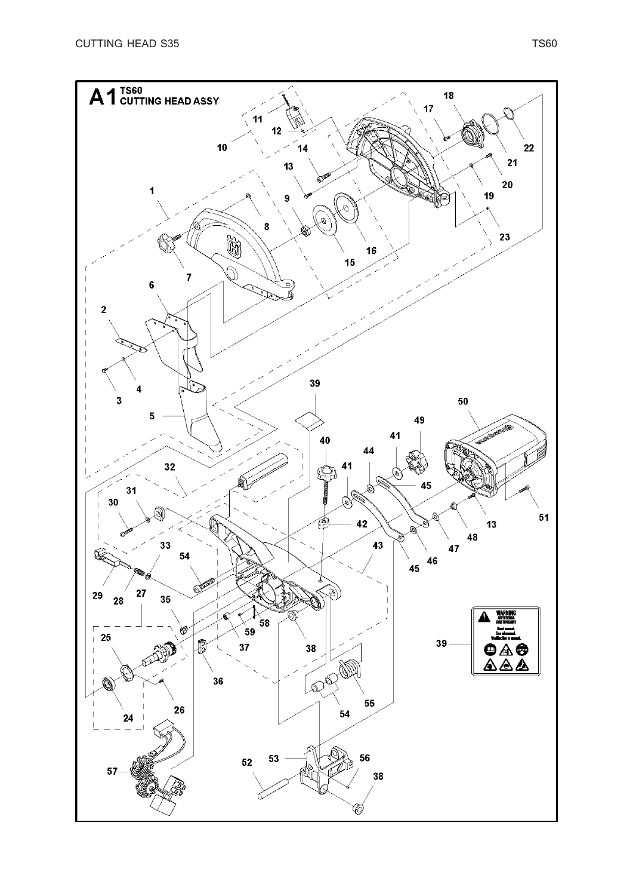# A1 TS60 CUTTING HEAD ASSY

1
2
3
4
5
6
7
8
9
10
11
12
13
14
15
16
17
18
19
20
21
22
23
24
25
26
27
28
29
30
31
32
33
35
36
37
38
39
40
41
42
43
44
45
46
47
48
49
50
51
52
53
54
55
56
57
58
59

WARNING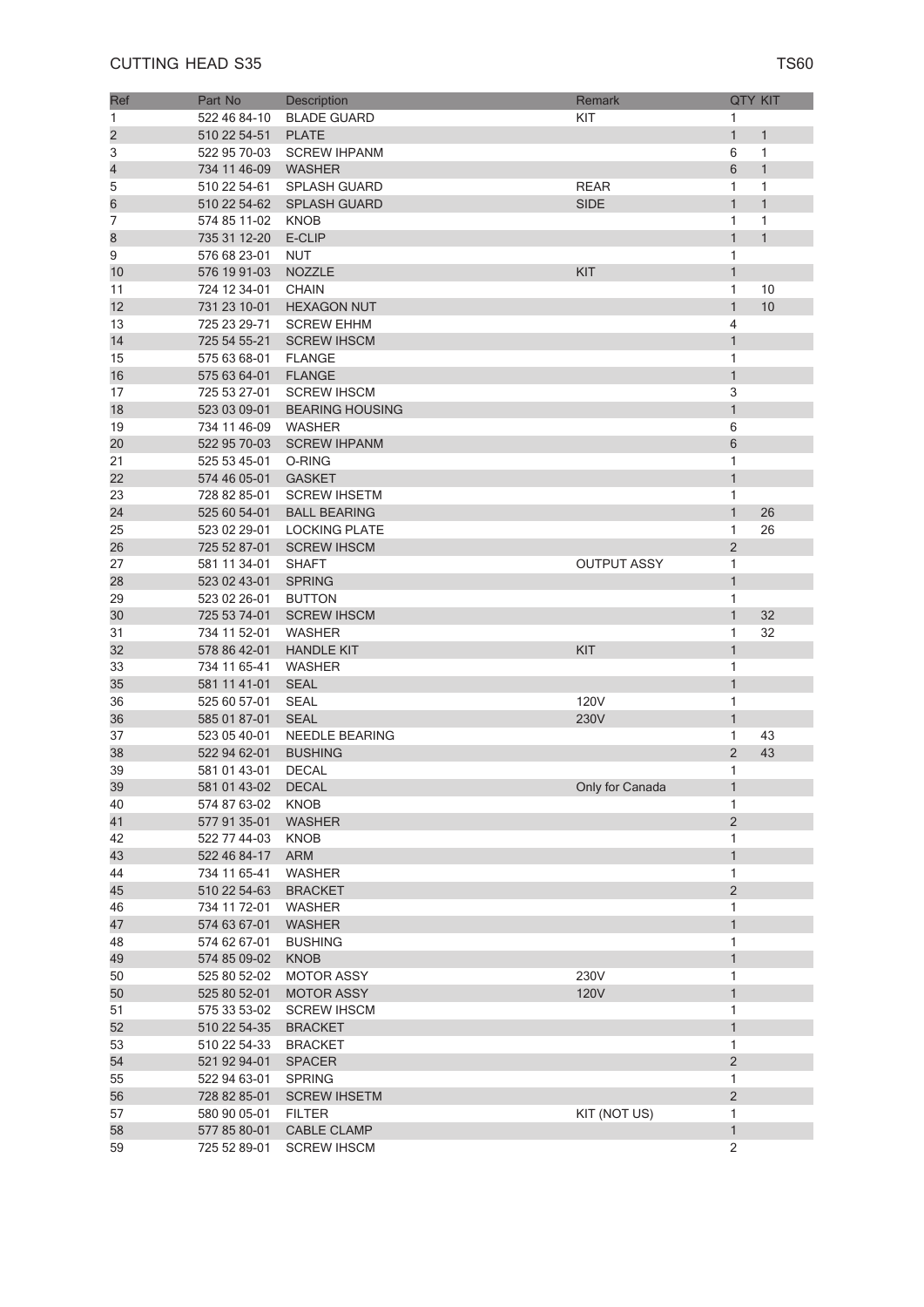# CUTTING HEAD S35

TS60

| Ref | Part No | Description | Remark | QTY | KIT |
|---|---|---|---|---|---|
| 1 | 522 46 84-10 | BLADE GUARD | KIT | 1 | |
| 2 | 510 22 54-51 | PLATE | | 1 | 1 |
| 3 | 522 95 70-03 | SCREW IHPANM | | 6 | 1 |
| 4 | 734 11 46-09 | WASHER | | 6 | 1 |
| 5 | 510 22 54-61 | SPLASH GUARD | REAR | 1 | 1 |
| 6 | 510 22 54-62 | SPLASH GUARD | SIDE | 1 | 1 |
| 7 | 574 85 11-02 | KNOB | | 1 | 1 |
| 8 | 735 31 12-20 | E-CLIP | | 1 | 1 |
| 9 | 576 68 23-01 | NUT | | 1 | |
| 10 | 576 19 91-03 | NOZZLE | KIT | 1 | |
| 11 | 724 12 34-01 | CHAIN | | 1 | 10 |
| 12 | 731 23 10-01 | HEXAGON NUT | | 1 | 10 |
| 13 | 725 23 29-71 | SCREW EHHM | | 4 | |
| 14 | 725 54 55-21 | SCREW IHSCM | | 1 | |
| 15 | 575 63 68-01 | FLANGE | | 1 | |
| 16 | 575 63 64-01 | FLANGE | | 1 | |
| 17 | 725 53 27-01 | SCREW IHSCM | | 3 | |
| 18 | 523 03 09-01 | BEARING HOUSING | | 1 | |
| 19 | 734 11 46-09 | WASHER | | 6 | |
| 20 | 522 95 70-03 | SCREW IHPANM | | 6 | |
| 21 | 525 53 45-01 | O-RING | | 1 | |
| 22 | 574 46 05-01 | GASKET | | 1 | |
| 23 | 728 82 85-01 | SCREW IHSETM | | 1 | |
| 24 | 525 60 54-01 | BALL BEARING | | 1 | 26 |
| 25 | 523 02 29-01 | LOCKING PLATE | | 1 | 26 |
| 26 | 725 52 87-01 | SCREW IHSCM | | 2 | |
| 27 | 581 11 34-01 | SHAFT | OUTPUT ASSY | 1 | |
| 28 | 523 02 43-01 | SPRING | | 1 | |
| 29 | 523 02 26-01 | BUTTON | | 1 | |
| 30 | 725 53 74-01 | SCREW IHSCM | | 1 | 32 |
| 31 | 734 11 52-01 | WASHER | | 1 | 32 |
| 32 | 578 86 42-01 | HANDLE KIT | KIT | 1 | |
| 33 | 734 11 65-41 | WASHER | | 1 | |
| 35 | 581 11 41-01 | SEAL | | 1 | |
| 36 | 525 60 57-01 | SEAL | 120V | 1 | |
| 36 | 585 01 87-01 | SEAL | 230V | 1 | |
| 37 | 523 05 40-01 | NEEDLE BEARING | | 1 | 43 |
| 38 | 522 94 62-01 | BUSHING | | 2 | 43 |
| 39 | 581 01 43-01 | DECAL | | 1 | |
| 39 | 581 01 43-02 | DECAL | Only for Canada | 1 | |
| 40 | 574 87 63-02 | KNOB | | 1 | |
| 41 | 577 91 35-01 | WASHER | | 2 | |
| 42 | 522 77 44-03 | KNOB | | 1 | |
| 43 | 522 46 84-17 | ARM | | 1 | |
| 44 | 734 11 65-41 | WASHER | | 1 | |
| 45 | 510 22 54-63 | BRACKET | | 2 | |
| 46 | 734 11 72-01 | WASHER | | 1 | |
| 47 | 574 63 67-01 | WASHER | | 1 | |
| 48 | 574 62 67-01 | BUSHING | | 1 | |
| 49 | 574 85 09-02 | KNOB | | 1 | |
| 50 | 525 80 52-02 | MOTOR ASSY | 230V | 1 | |
| 50 | 525 80 52-01 | MOTOR ASSY | 120V | 1 | |
| 51 | 575 33 53-02 | SCREW IHSCM | | 1 | |
| 52 | 510 22 54-35 | BRACKET | | 1 | |
| 53 | 510 22 54-33 | BRACKET | | 1 | |
| 54 | 521 92 94-01 | SPACER | | 2 | |
| 55 | 522 94 63-01 | SPRING | | 1 | |
| 56 | 728 82 85-01 | SCREW IHSETM | | 2 | |
| 57 | 580 90 05-01 | FILTER | KIT (NOT US) | 1 | |
| 58 | 577 85 80-01 | CABLE CLAMP | | 1 | |
| 59 | 725 52 89-01 | SCREW IHSCM | | 2 | |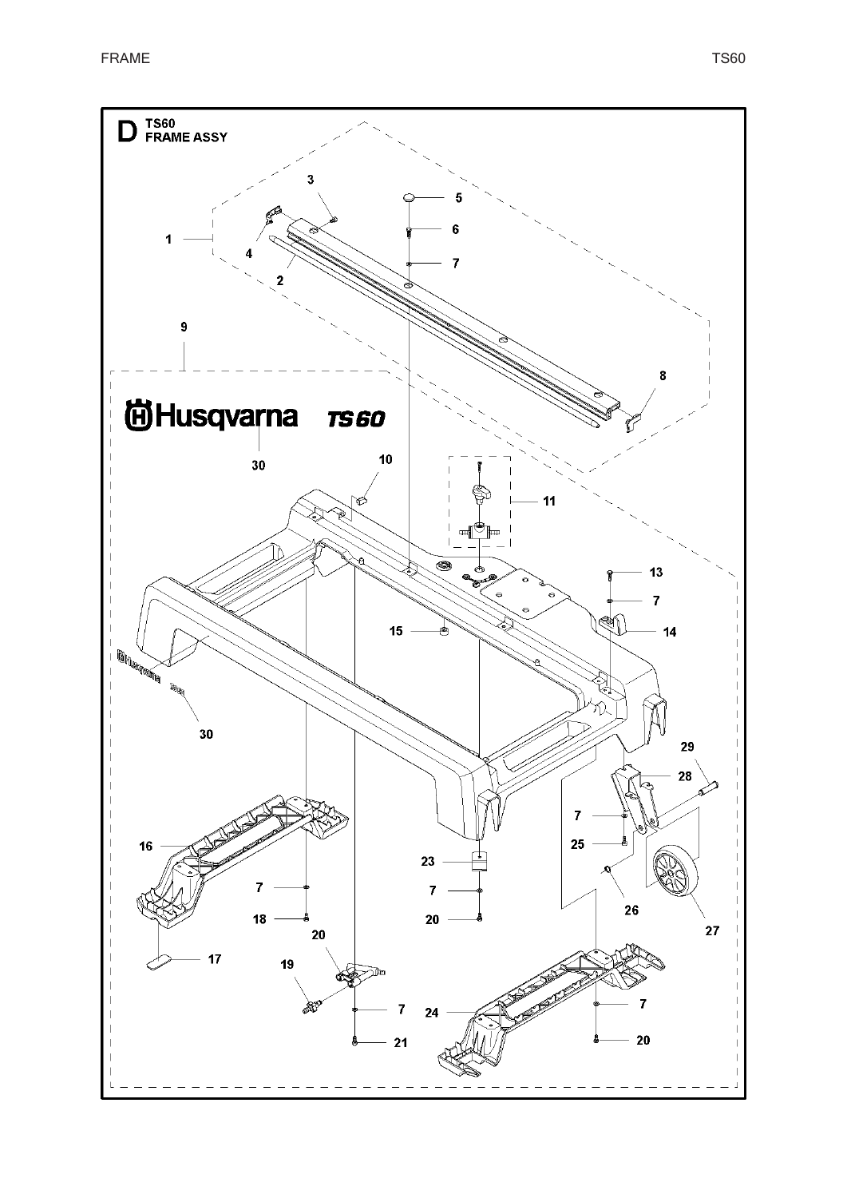# D TS60 FRAME ASSY

1
2
3
4
5
6
7
8
9
10
11
13
7
14
15
16
7
18
17
20
19
7
21
23
7
20
24
7
20
25
7
28
29
26
27
30
30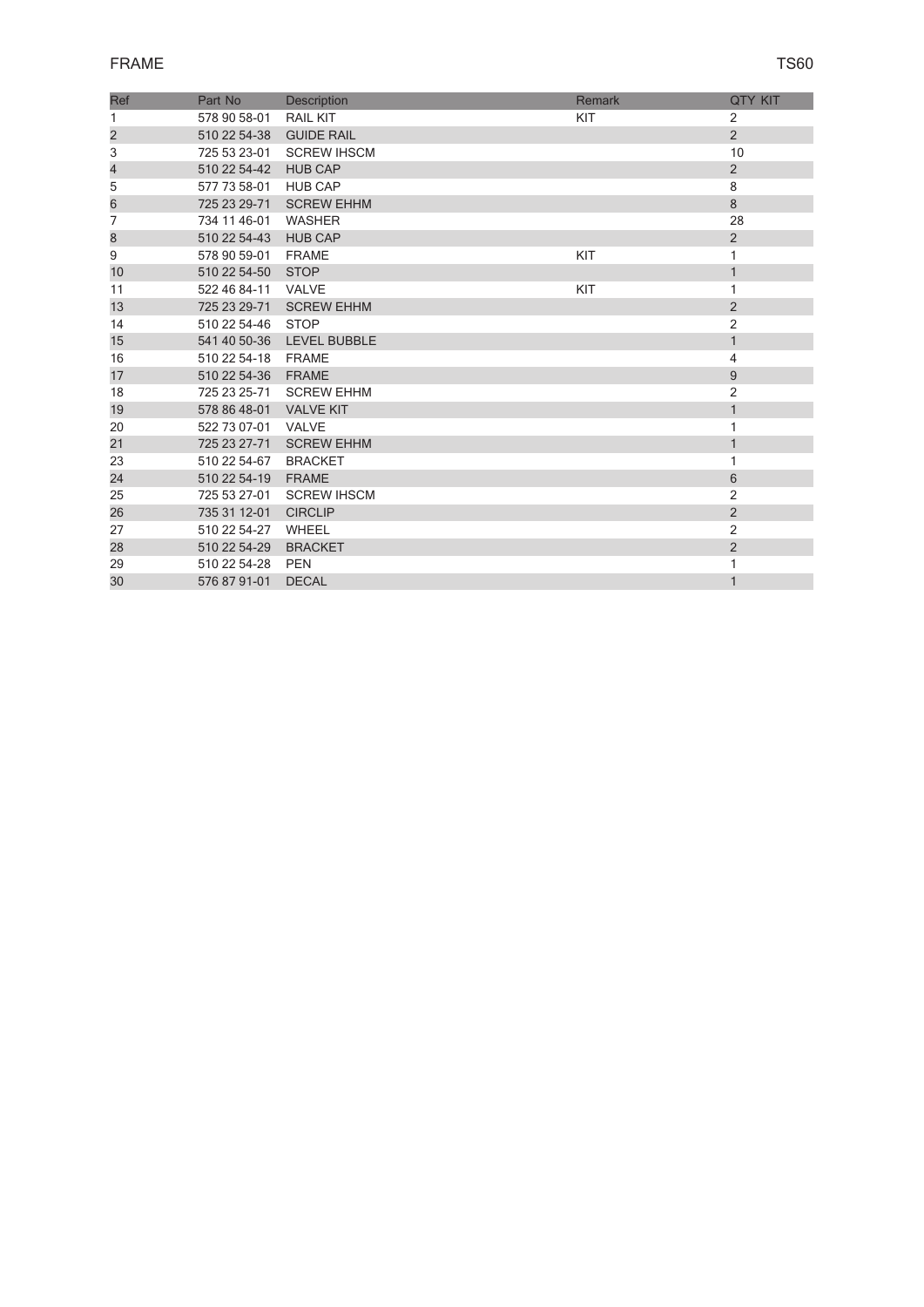## FRAME

TS60

| Ref | Part No | Description | Remark | QTY KIT |
|---|---|---|---|---|
| 1 | 578 90 58-01 | RAIL KIT | KIT | 2 |
| 2 | 510 22 54-38 | GUIDE RAIL | | 2 |
| 3 | 725 53 23-01 | SCREW IHSCM | | 10 |
| 4 | 510 22 54-42 | HUB CAP | | 2 |
| 5 | 577 73 58-01 | HUB CAP | | 8 |
| 6 | 725 23 29-71 | SCREW EHHM | | 8 |
| 7 | 734 11 46-01 | WASHER | | 28 |
| 8 | 510 22 54-43 | HUB CAP | | 2 |
| 9 | 578 90 59-01 | FRAME | KIT | 1 |
| 10 | 510 22 54-50 | STOP | | 1 |
| 11 | 522 46 84-11 | VALVE | KIT | 1 |
| 13 | 725 23 29-71 | SCREW EHHM | | 2 |
| 14 | 510 22 54-46 | STOP | | 2 |
| 15 | 541 40 50-36 | LEVEL BUBBLE | | 1 |
| 16 | 510 22 54-18 | FRAME | | 4 |
| 17 | 510 22 54-36 | FRAME | | 9 |
| 18 | 725 23 25-71 | SCREW EHHM | | 2 |
| 19 | 578 86 48-01 | VALVE KIT | | 1 |
| 20 | 522 73 07-01 | VALVE | | 1 |
| 21 | 725 23 27-71 | SCREW EHHM | | 1 |
| 23 | 510 22 54-67 | BRACKET | | 1 |
| 24 | 510 22 54-19 | FRAME | | 6 |
| 25 | 725 53 27-01 | SCREW IHSCM | | 2 |
| 26 | 735 31 12-01 | CIRCLIP | | 2 |
| 27 | 510 22 54-27 | WHEEL | | 2 |
| 28 | 510 22 54-29 | BRACKET | | 2 |
| 29 | 510 22 54-28 | PEN | | 1 |
| 30 | 576 87 91-01 | DECAL | | 1 |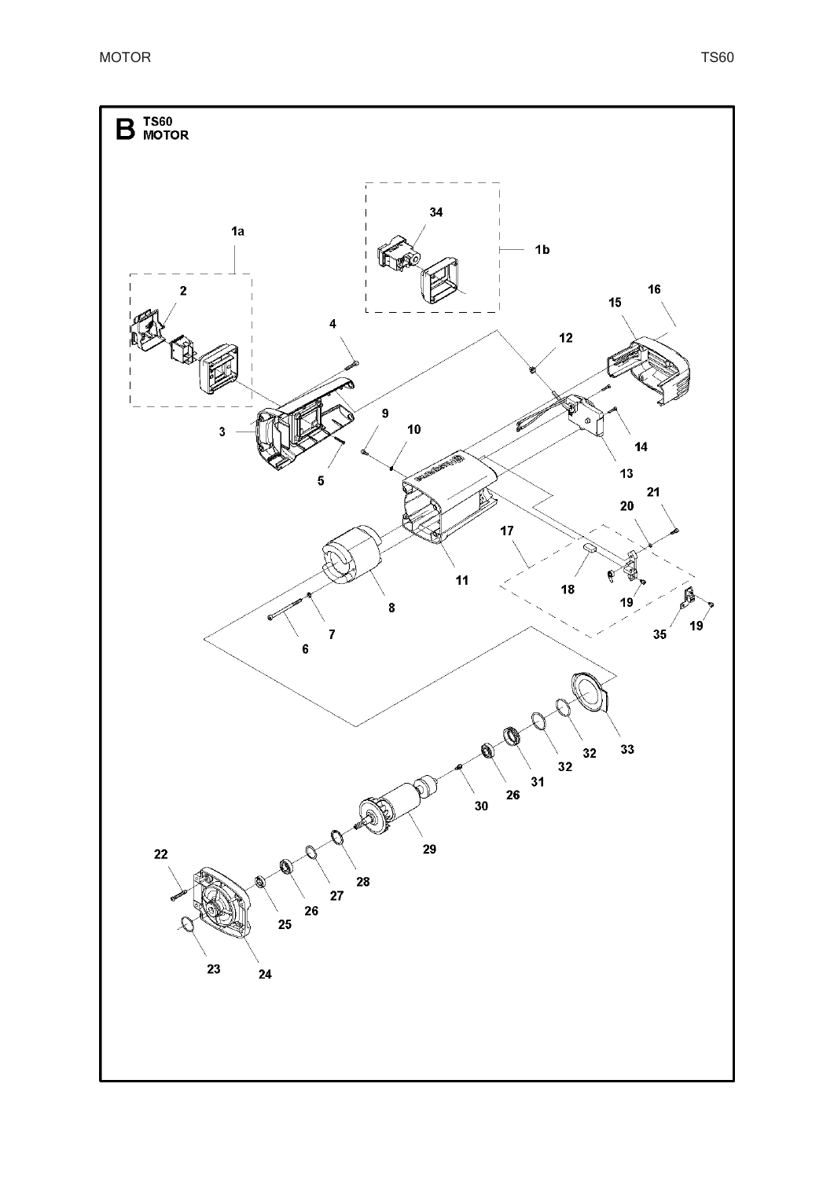# B TS60 MOTOR

1a 2 3 4 5 1b 34 15 16 12 14 13 9 10 11 8 7 6 17 18 19 20 21 35 19 33 32 32 31 26 30 29 28 27 26 25 22 23 24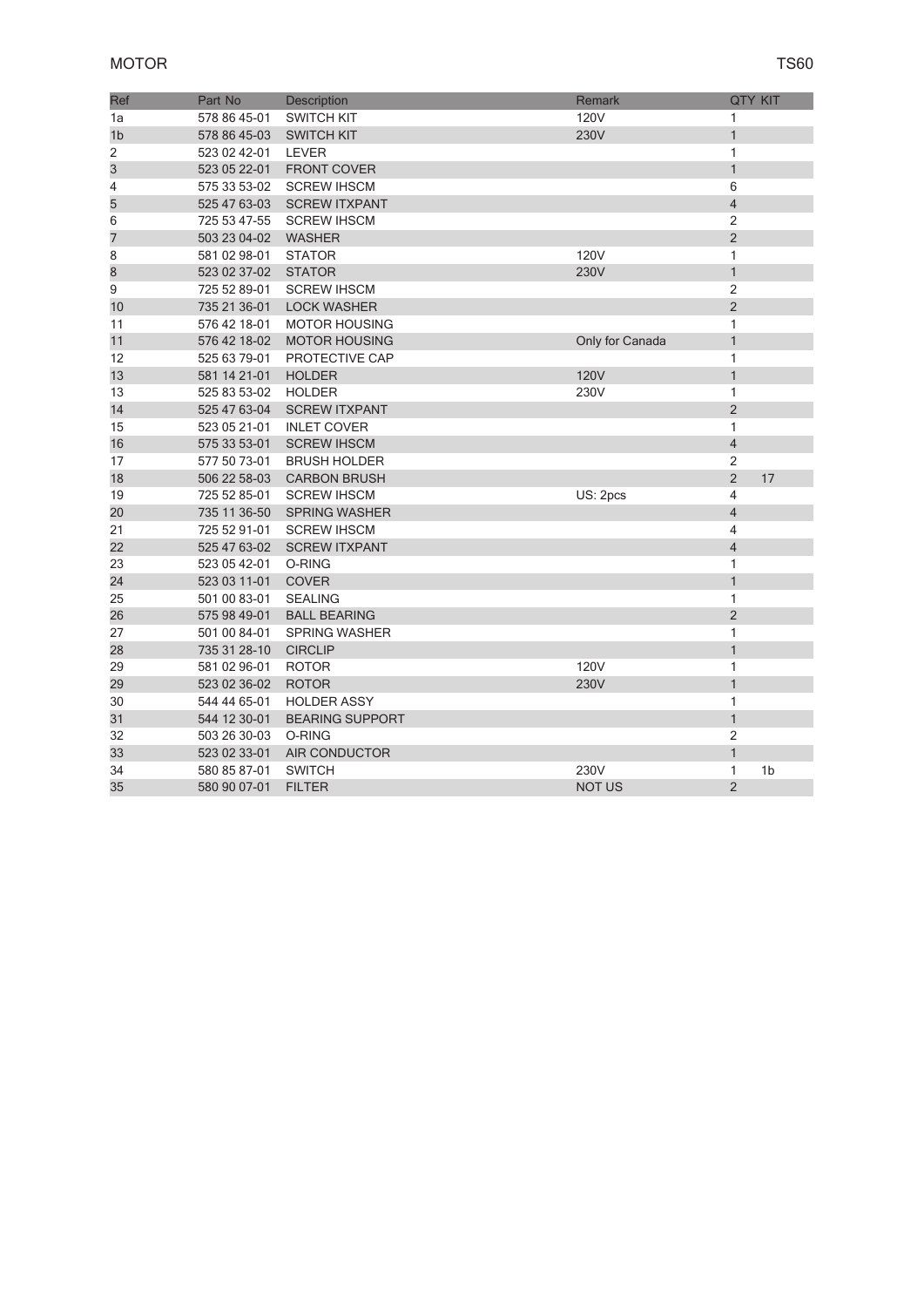MOTOR

TS60

| Ref | Part No | Description | Remark | QTY | KIT |
|---|---|---|---|---|---|
| 1a | 578 86 45-01 | SWITCH KIT | 120V | 1 | |
| 1b | 578 86 45-03 | SWITCH KIT | 230V | 1 | |
| 2 | 523 02 42-01 | LEVER | | 1 | |
| 3 | 523 05 22-01 | FRONT COVER | | 1 | |
| 4 | 575 33 53-02 | SCREW IHSCM | | 6 | |
| 5 | 525 47 63-03 | SCREW ITXPANT | | 4 | |
| 6 | 725 53 47-55 | SCREW IHSCM | | 2 | |
| 7 | 503 23 04-02 | WASHER | | 2 | |
| 8 | 581 02 98-01 | STATOR | 120V | 1 | |
| 8 | 523 02 37-02 | STATOR | 230V | 1 | |
| 9 | 725 52 89-01 | SCREW IHSCM | | 2 | |
| 10 | 735 21 36-01 | LOCK WASHER | | 2 | |
| 11 | 576 42 18-01 | MOTOR HOUSING | | 1 | |
| 11 | 576 42 18-02 | MOTOR HOUSING | Only for Canada | 1 | |
| 12 | 525 63 79-01 | PROTECTIVE CAP | | 1 | |
| 13 | 581 14 21-01 | HOLDER | 120V | 1 | |
| 13 | 525 83 53-02 | HOLDER | 230V | 1 | |
| 14 | 525 47 63-04 | SCREW ITXPANT | | 2 | |
| 15 | 523 05 21-01 | INLET COVER | | 1 | |
| 16 | 575 33 53-01 | SCREW IHSCM | | 4 | |
| 17 | 577 50 73-01 | BRUSH HOLDER | | 2 | |
| 18 | 506 22 58-03 | CARBON BRUSH | | 2 | 17 |
| 19 | 725 52 85-01 | SCREW IHSCM | US: 2pcs | 4 | |
| 20 | 735 11 36-50 | SPRING WASHER | | 4 | |
| 21 | 725 52 91-01 | SCREW IHSCM | | 4 | |
| 22 | 525 47 63-02 | SCREW ITXPANT | | 4 | |
| 23 | 523 05 42-01 | O-RING | | 1 | |
| 24 | 523 03 11-01 | COVER | | 1 | |
| 25 | 501 00 83-01 | SEALING | | 1 | |
| 26 | 575 98 49-01 | BALL BEARING | | 2 | |
| 27 | 501 00 84-01 | SPRING WASHER | | 1 | |
| 28 | 735 31 28-10 | CIRCLIP | | 1 | |
| 29 | 581 02 96-01 | ROTOR | 120V | 1 | |
| 29 | 523 02 36-02 | ROTOR | 230V | 1 | |
| 30 | 544 44 65-01 | HOLDER ASSY | | 1 | |
| 31 | 544 12 30-01 | BEARING SUPPORT | | 1 | |
| 32 | 503 26 30-03 | O-RING | | 2 | |
| 33 | 523 02 33-01 | AIR CONDUCTOR | | 1 | |
| 34 | 580 85 87-01 | SWITCH | 230V | 1 | 1b |
| 35 | 580 90 07-01 | FILTER | NOT US | 2 | |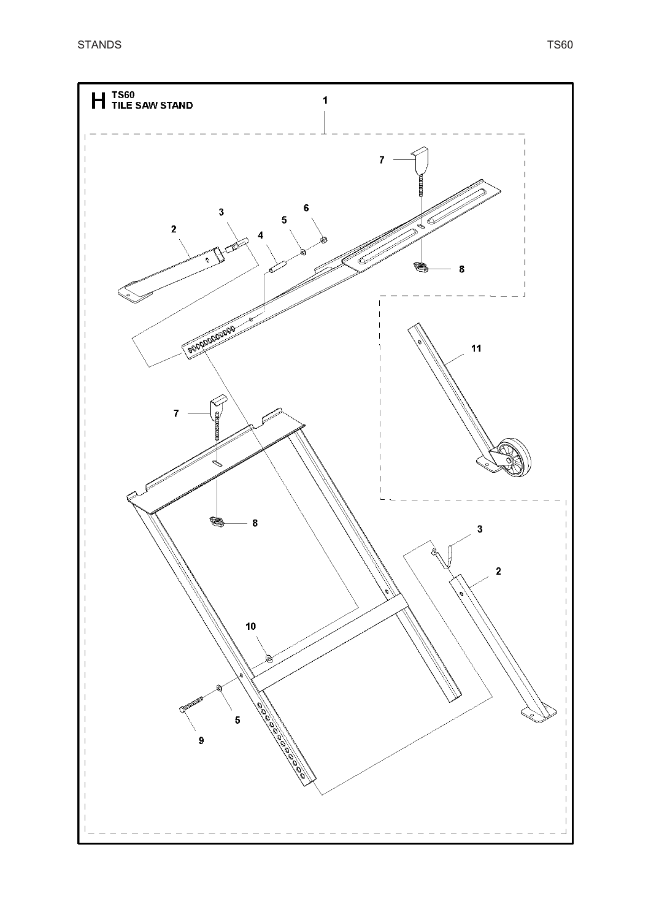# H TS60 TILE SAW STAND

1

7

3

6

2

5

4

8

11

7

8

3

2

10

5

9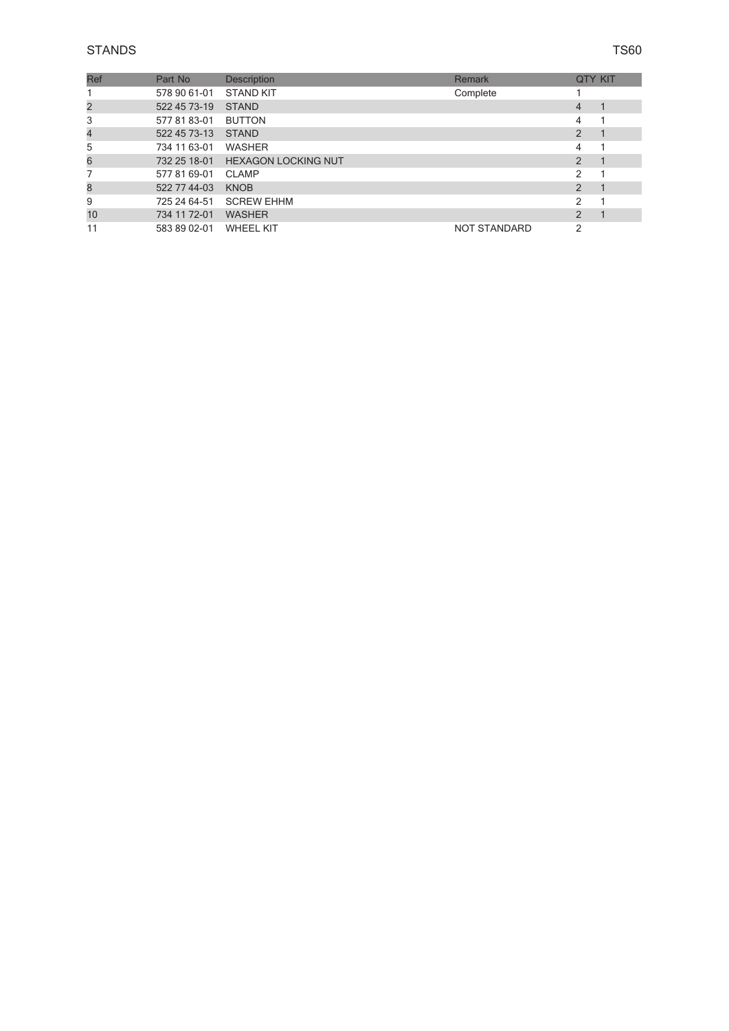## STANDS

TS60

| Ref | Part No | Description | Remark | QTY | KIT |
|---|---|---|---|---|---|
| 1 | 578 90 61-01 | STAND KIT | Complete | 1 | |
| 2 | 522 45 73-19 | STAND | | 4 | 1 |
| 3 | 577 81 83-01 | BUTTON | | 4 | 1 |
| 4 | 522 45 73-13 | STAND | | 2 | 1 |
| 5 | 734 11 63-01 | WASHER | | 4 | 1 |
| 6 | 732 25 18-01 | HEXAGON LOCKING NUT | | 2 | 1 |
| 7 | 577 81 69-01 | CLAMP | | 2 | 1 |
| 8 | 522 77 44-03 | KNOB | | 2 | 1 |
| 9 | 725 24 64-51 | SCREW EHHM | | 2 | 1 |
| 10 | 734 11 72-01 | WASHER | | 2 | 1 |
| 11 | 583 89 02-01 | WHEEL KIT | NOT STANDARD | 2 | |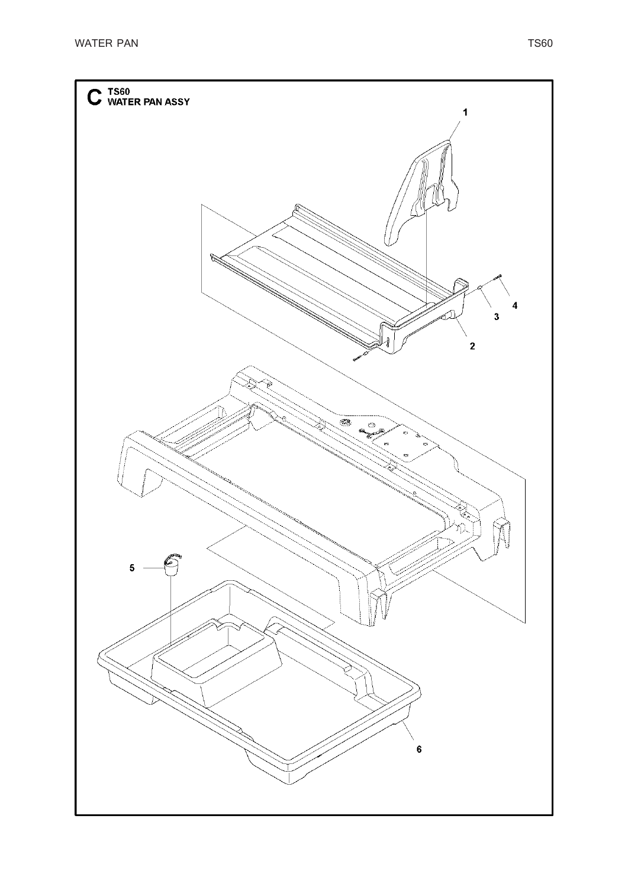# C TS60 WATER PAN ASSY

1

4

3

2

5

6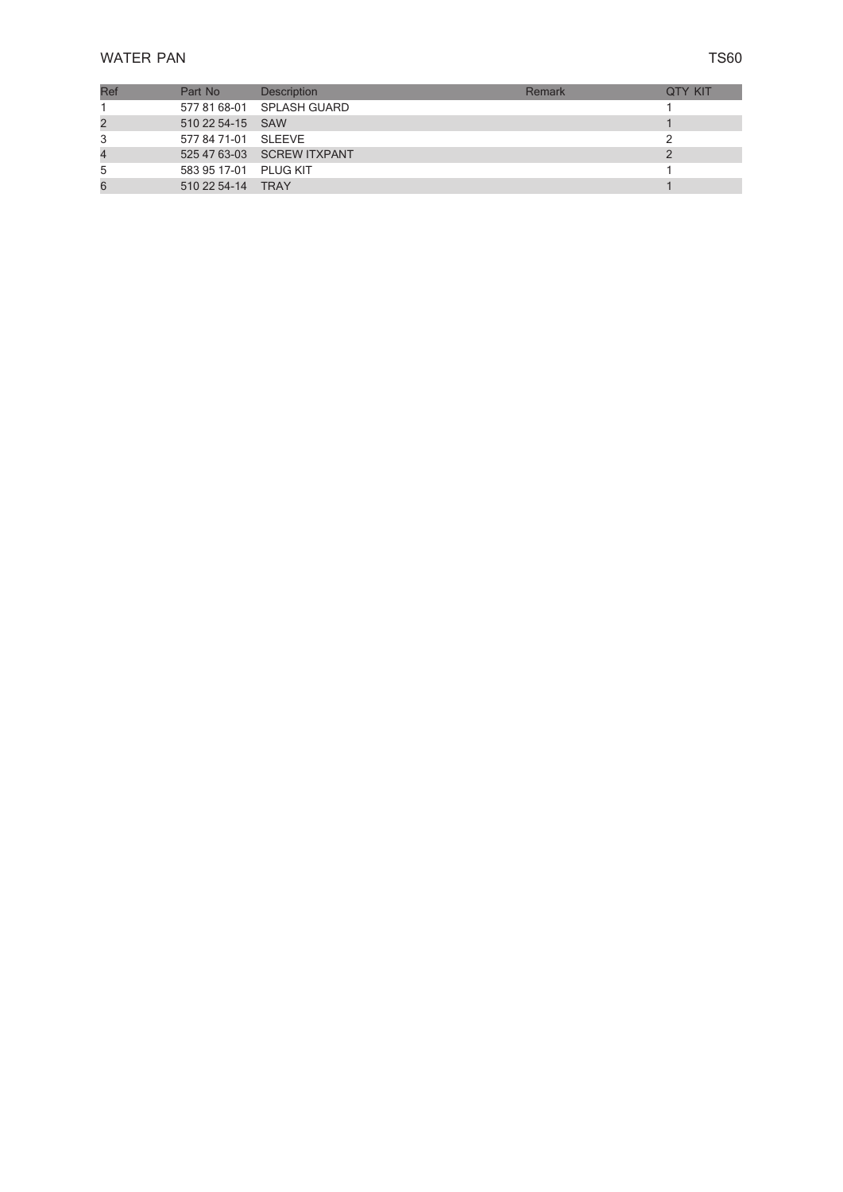## WATER PAN

TS60

| Ref | Part No | Description | Remark | QTY KIT |
|---|---|---|---|---|
| 1 | 577 81 68-01 | SPLASH GUARD | | 1 |
| 2 | 510 22 54-15 | SAW | | 1 |
| 3 | 577 84 71-01 | SLEEVE | | 2 |
| 4 | 525 47 63-03 | SCREW ITXPANT | | 2 |
| 5 | 583 95 17-01 | PLUG KIT | | 1 |
| 6 | 510 22 54-14 | TRAY | | 1 |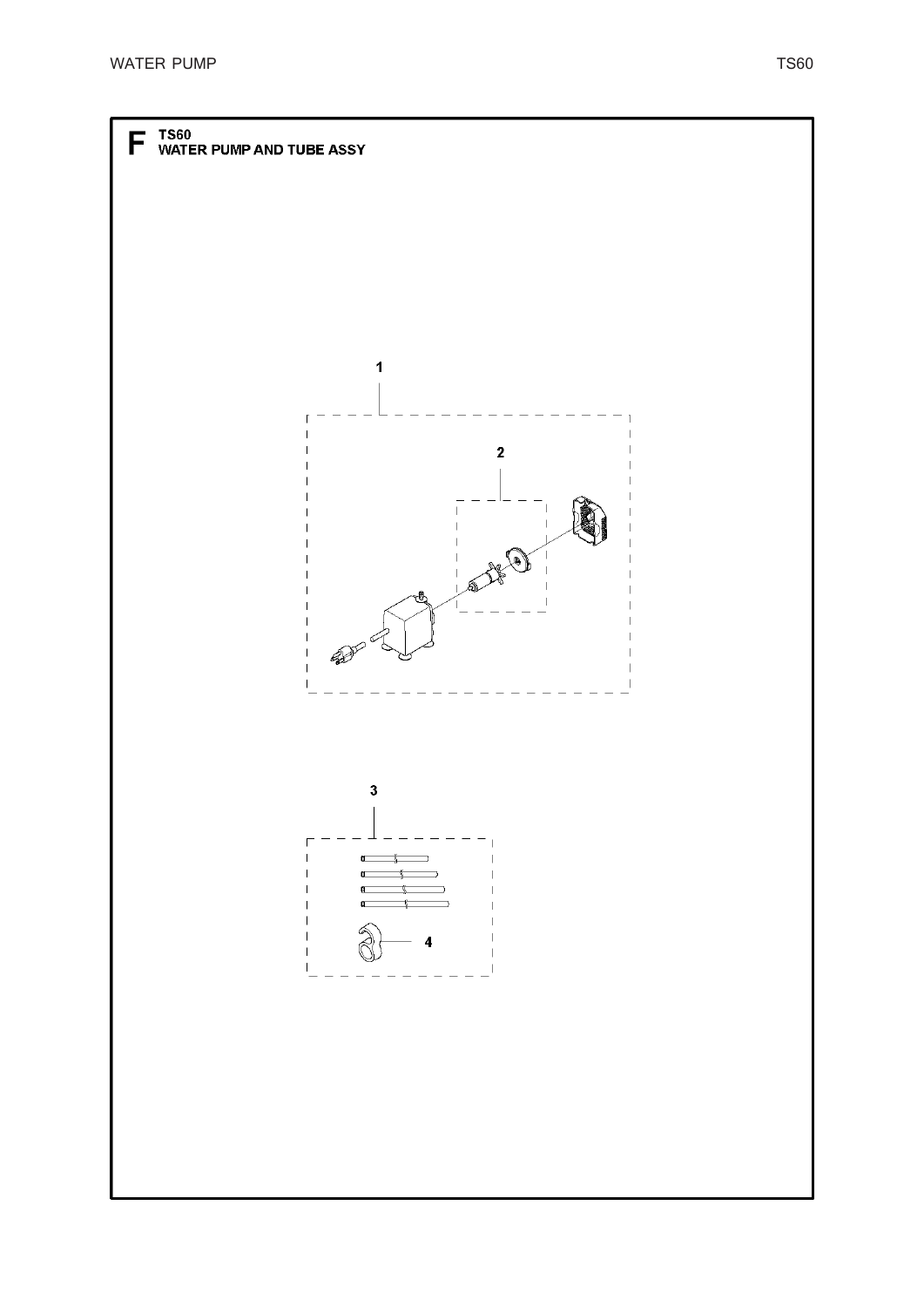# F TS60
## WATER PUMP AND TUBE ASSY

1

2

3

4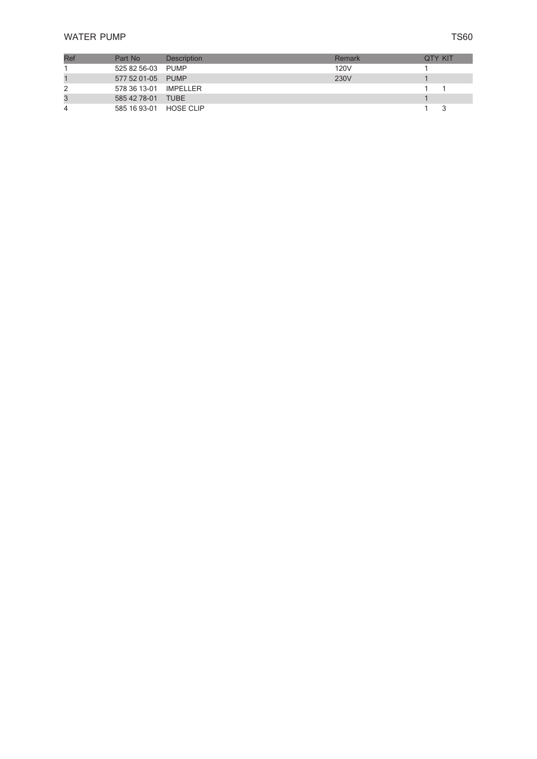# WATER PUMP

TS60

| Ref | Part No | Description | Remark | QTY | KIT |
|---|---|---|---|---|---|
| 1 | 525 82 56-03 | PUMP | 120V | 1 | |
| 1 | 577 52 01-05 | PUMP | 230V | 1 | |
| 2 | 578 36 13-01 | IMPELLER | | 1 | 1 |
| 3 | 585 42 78-01 | TUBE | | 1 | |
| 4 | 585 16 93-01 | HOSE CLIP | | 1 | 3 |